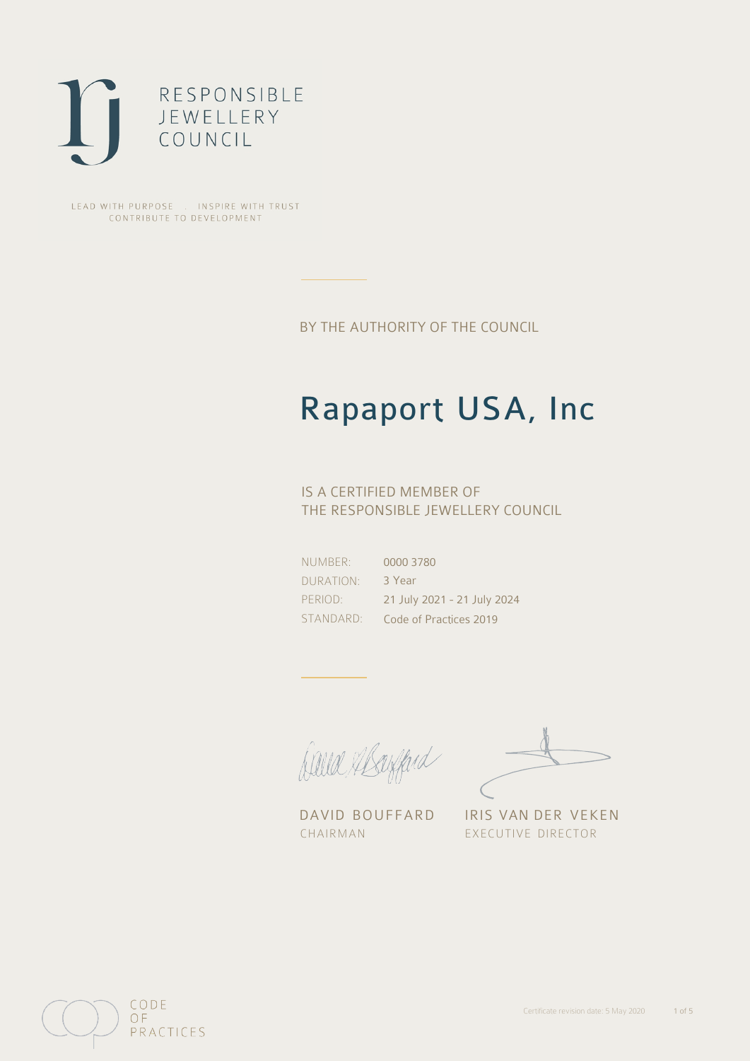RESPONSIBLE
JEWELLERY
COUNCIL

LEAD WITH PURPOSE . INSPIRE WITH TRUST
CONTRIBUTE TO DEVELOPMENT

BY THE AUTHORITY OF THE COUNCIL

# Rapaport USA, Inc

IS A CERTIFIED MEMBER OF
THE RESPONSIBLE JEWELLERY COUNCIL

| | |
|---|---|
| NUMBER: | 0000 3780 |
| DURATION: | 3 Year |
| PERIOD: | 21 July 2021 - 21 July 2024 |
| STANDARD: | Code of Practices 2019 |

DAVID BOUFFARD
CHAIRMAN

IRIS VAN DER VEKEN
EXECUTIVE DIRECTOR

CODE
OF
PRACTICES

Certificate revision date: 5 May 2020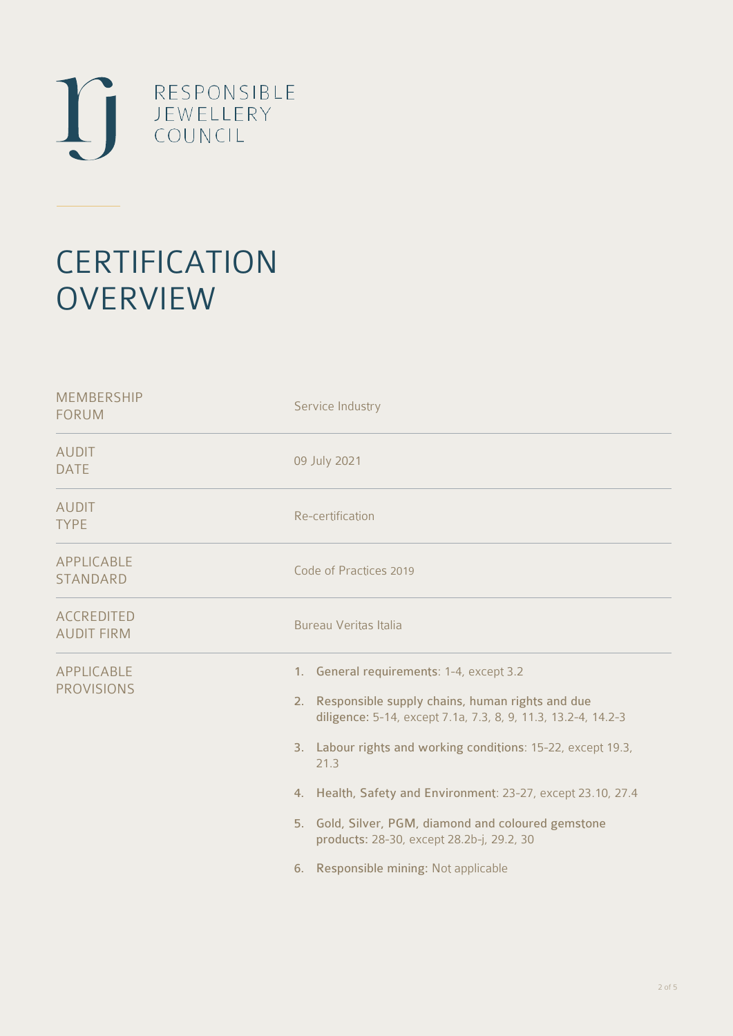RESPONSIBLE JEWELLERY COUNCIL

# CERTIFICATION OVERVIEW

| | |
|---|---|
| MEMBERSHIP FORUM | Service Industry |
| AUDIT DATE | 09 July 2021 |
| AUDIT TYPE | Re-certification |
| APPLICABLE STANDARD | Code of Practices 2019 |
| ACCREDITED AUDIT FIRM | Bureau Veritas Italia |
| APPLICABLE PROVISIONS | 1. **General requirements**: 1-4, except 3.2<br>2. **Responsible supply chains, human rights and due diligence**: 5-14, except 7.1a, 7.3, 8, 9, 11.3, 13.2-4, 14.2-3<br>3. **Labour rights and working conditions**: 15-22, except 19.3, 21.3<br>4. **Health, Safety and Environment**: 23-27, except 23.10, 27.4<br>5. **Gold, Silver, PGM, diamond and coloured gemstone products**: 28-30, except 28.2b-j, 29.2, 30<br>6. **Responsible mining**: Not applicable |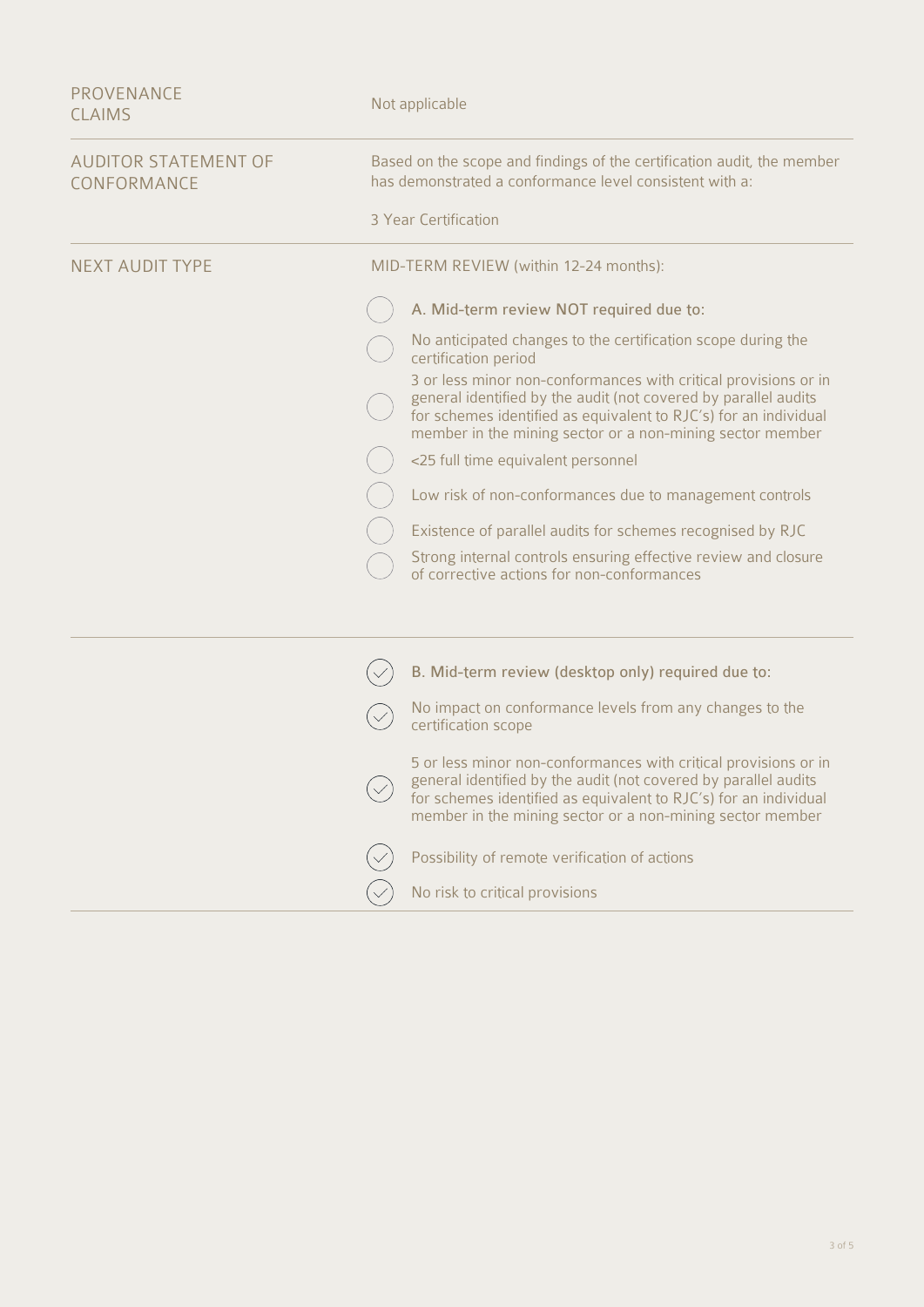| | |
|---|---|
| PROVENANCE CLAIMS | Not applicable |
| AUDITOR STATEMENT OF CONFORMANCE | Based on the scope and findings of the certification audit, the member has demonstrated a conformance level consistent with a:<br><br>3 Year Certification |
| NEXT AUDIT TYPE | MID-TERM REVIEW (within 12-24 months): |

- [ ] **A. Mid-term review NOT required due to:**
- [ ] No anticipated changes to the certification scope during the certification period
- [ ] 3 or less minor non-conformances with critical provisions or in general identified by the audit (not covered by parallel audits for schemes identified as equivalent to RJC's) for an individual member in the mining sector or a non-mining sector member
- [ ] <25 full time equivalent personnel
- [ ] Low risk of non-conformances due to management controls
- [ ] Existence of parallel audits for schemes recognised by RJC
- [ ] Strong internal controls ensuring effective review and closure of corrective actions for non-conformances

---

- [x] **B. Mid-term review (desktop only) required due to:**
- [x] No impact on conformance levels from any changes to the certification scope
- [x] 5 or less minor non-conformances with critical provisions or in general identified by the audit (not covered by parallel audits for schemes identified as equivalent to RJC's) for an individual member in the mining sector or a non-mining sector member
- [x] Possibility of remote verification of actions
- [x] No risk to critical provisions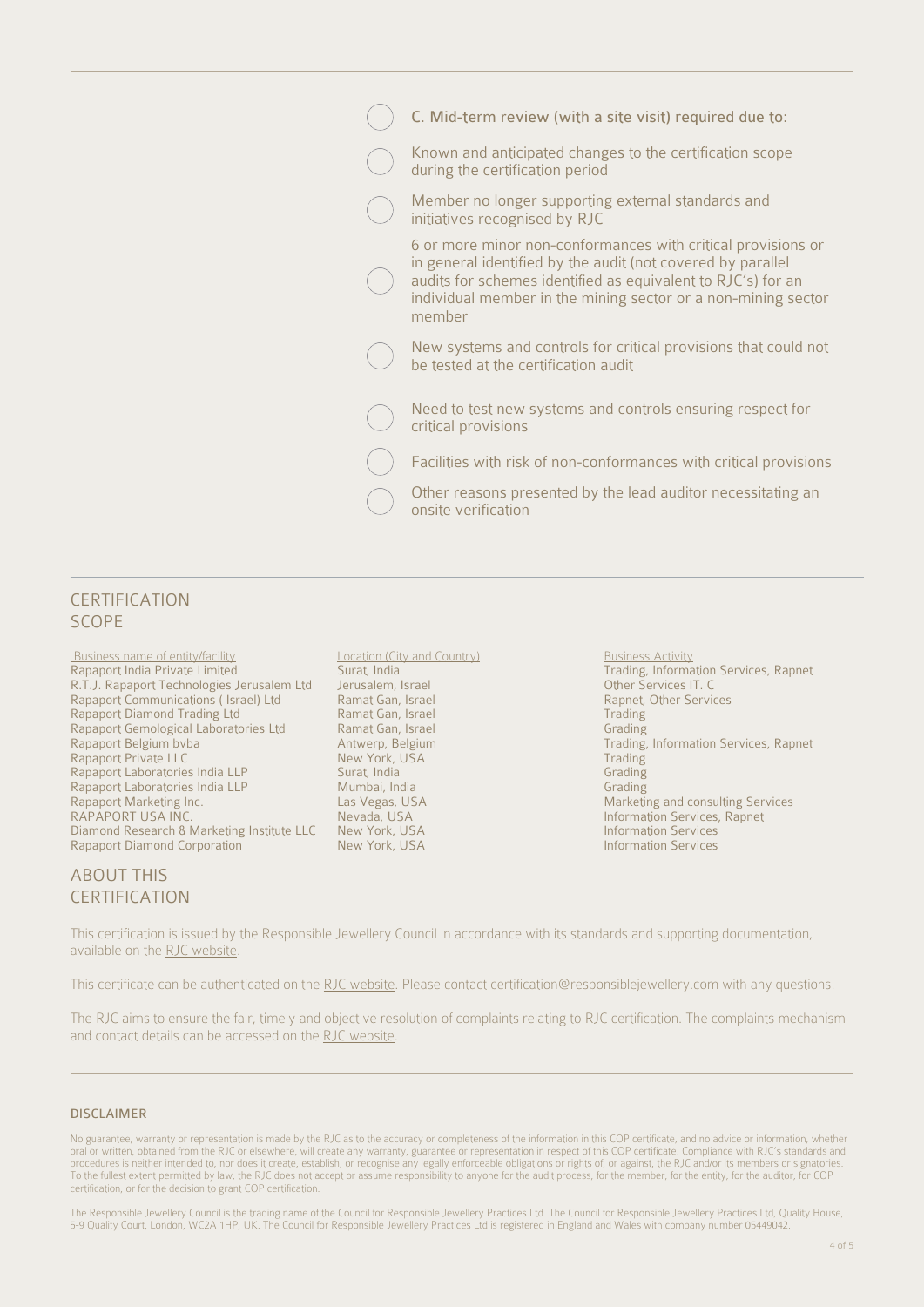C. Mid-term review (with a site visit) required due to:

- ◯ Known and anticipated changes to the certification scope during the certification period
- ◯ Member no longer supporting external standards and initiatives recognised by RJC
- ◯ 6 or more minor non-conformances with critical provisions or in general identified by the audit (not covered by parallel audits for schemes identified as equivalent to RJC's) for an individual member in the mining sector or a non-mining sector member
- ◯ New systems and controls for critical provisions that could not be tested at the certification audit
- ◯ Need to test new systems and controls ensuring respect for critical provisions
- ◯ Facilities with risk of non-conformances with critical provisions
- ◯ Other reasons presented by the lead auditor necessitating an onsite verification

## CERTIFICATION SCOPE

| Business name of entity/facility | Location (City and Country) | Business Activity |
|---|---|---|
| Rapaport India Private Limited | Surat, India | Trading, Information Services, Rapnet |
| R.T.J. Rapaport Technologies Jerusalem Ltd | Jerusalem, Israel | Other Services IT. C |
| Rapaport Communications ( Israel) Ltd | Ramat Gan, Israel | Rapnet, Other Services |
| Rapaport Diamond Trading Ltd | Ramat Gan, Israel | Trading |
| Rapaport Gemological Laboratories Ltd | Ramat Gan, Israel | Grading |
| Rapaport Belgium bvba | Antwerp, Belgium | Trading, Information Services, Rapnet |
| Rapaport Private LLC | New York, USA | Trading |
| Rapaport Laboratories India LLP | Surat, India | Grading |
| Rapaport Laboratories India LLP | Mumbai, India | Grading |
| Rapaport Marketing Inc. | Las Vegas, USA | Marketing and consulting Services |
| RAPAPORT USA INC. | Nevada, USA | Information Services, Rapnet |
| Diamond Research & Marketing Institute LLC | New York, USA | Information Services |
| Rapaport Diamond Corporation | New York, USA | Information Services |

## ABOUT THIS CERTIFICATION

This certification is issued by the Responsible Jewellery Council in accordance with its standards and supporting documentation, available on the RJC website.

This certificate can be authenticated on the RJC website. Please contact certification@responsiblejewellery.com with any questions.

The RJC aims to ensure the fair, timely and objective resolution of complaints relating to RJC certification. The complaints mechanism and contact details can be accessed on the RJC website.

### DISCLAIMER

No guarantee, warranty or representation is made by the RJC as to the accuracy or completeness of the information in this COP certificate, and no advice or information, whether oral or written, obtained from the RJC or elsewhere, will create any warranty, guarantee or representation in respect of this COP certificate. Compliance with RJC's standards and procedures is neither intended to, nor does it create, establish, or recognise any legally enforceable obligations or rights of, or against, the RJC and/or its members or signatories. To the fullest extent permitted by law, the RJC does not accept or assume responsibility to anyone for the audit process, for the member, for the entity, for the auditor, for COP certification, or for the decision to grant COP certification.

The Responsible Jewellery Council is the trading name of the Council for Responsible Jewellery Practices Ltd. The Council for Responsible Jewellery Practices Ltd, Quality House, 5-9 Quality Court, London, WC2A 1HP, UK. The Council for Responsible Jewellery Practices Ltd is registered in England and Wales with company number 05449042.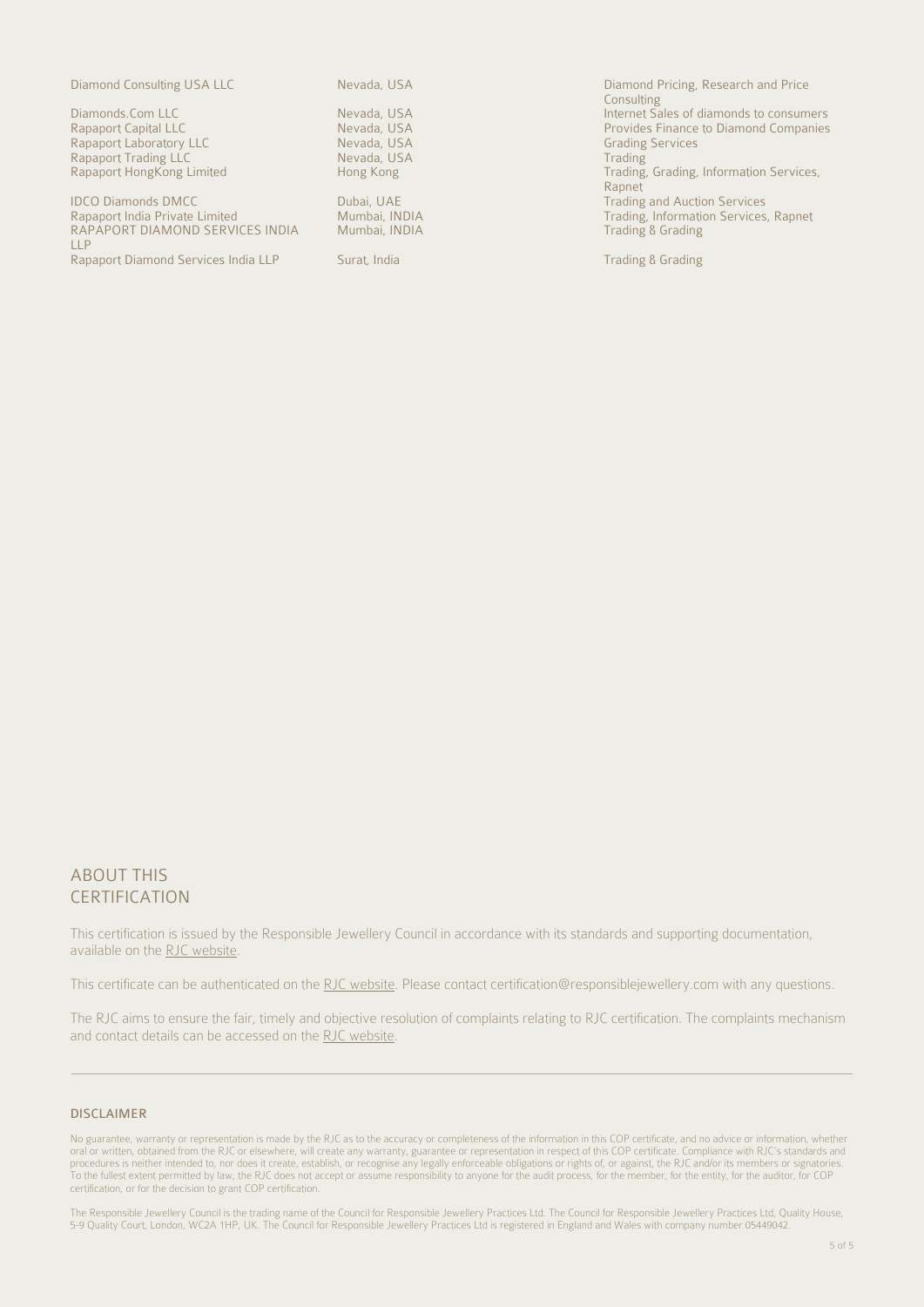| | | |
|---|---|---|
| Diamond Consulting USA LLC | Nevada, USA | Diamond Pricing, Research and Price Consulting |
| Diamonds.Com LLC | Nevada, USA | Internet Sales of diamonds to consumers |
| Rapaport Capital LLC | Nevada, USA | Provides Finance to Diamond Companies |
| Rapaport Laboratory LLC | Nevada, USA | Grading Services |
| Rapaport Trading LLC | Nevada, USA | Trading |
| Rapaport HongKong Limited | Hong Kong | Trading, Grading, Information Services, Rapnet |
| IDCO Diamonds DMCC | Dubai, UAE | Trading and Auction Services |
| Rapaport India Private Limited | Mumbai, INDIA | Trading, Information Services, Rapnet |
| RAPAPORT DIAMOND SERVICES INDIA LLP | Mumbai, INDIA | Trading & Grading |
| Rapaport Diamond Services India LLP | Surat, India | Trading & Grading |

## ABOUT THIS CERTIFICATION

This certification is issued by the Responsible Jewellery Council in accordance with its standards and supporting documentation, available on the RJC website.

This certificate can be authenticated on the RJC website. Please contact certification@responsiblejewellery.com with any questions.

The RJC aims to ensure the fair, timely and objective resolution of complaints relating to RJC certification. The complaints mechanism and contact details can be accessed on the RJC website.

---

### DISCLAIMER

No guarantee, warranty or representation is made by the RJC as to the accuracy or completeness of the information in this COP certificate, and no advice or information, whether oral or written, obtained from the RJC or elsewhere, will create any warranty, guarantee or representation in respect of this COP certificate. Compliance with RJC's standards and procedures is neither intended to, nor does it create, establish, or recognise any legally enforceable obligations or rights of, or against, the RJC and/or its members or signatories. To the fullest extent permitted by law, the RJC does not accept or assume responsibility to anyone for the audit process, for the member, for the entity, for the auditor, for COP certification, or for the decision to grant COP certification.

The Responsible Jewellery Council is the trading name of the Council for Responsible Jewellery Practices Ltd. The Council for Responsible Jewellery Practices Ltd, Quality House, 5-9 Quality Court, London, WC2A 1HP, UK. The Council for Responsible Jewellery Practices Ltd is registered in England and Wales with company number 05449042.